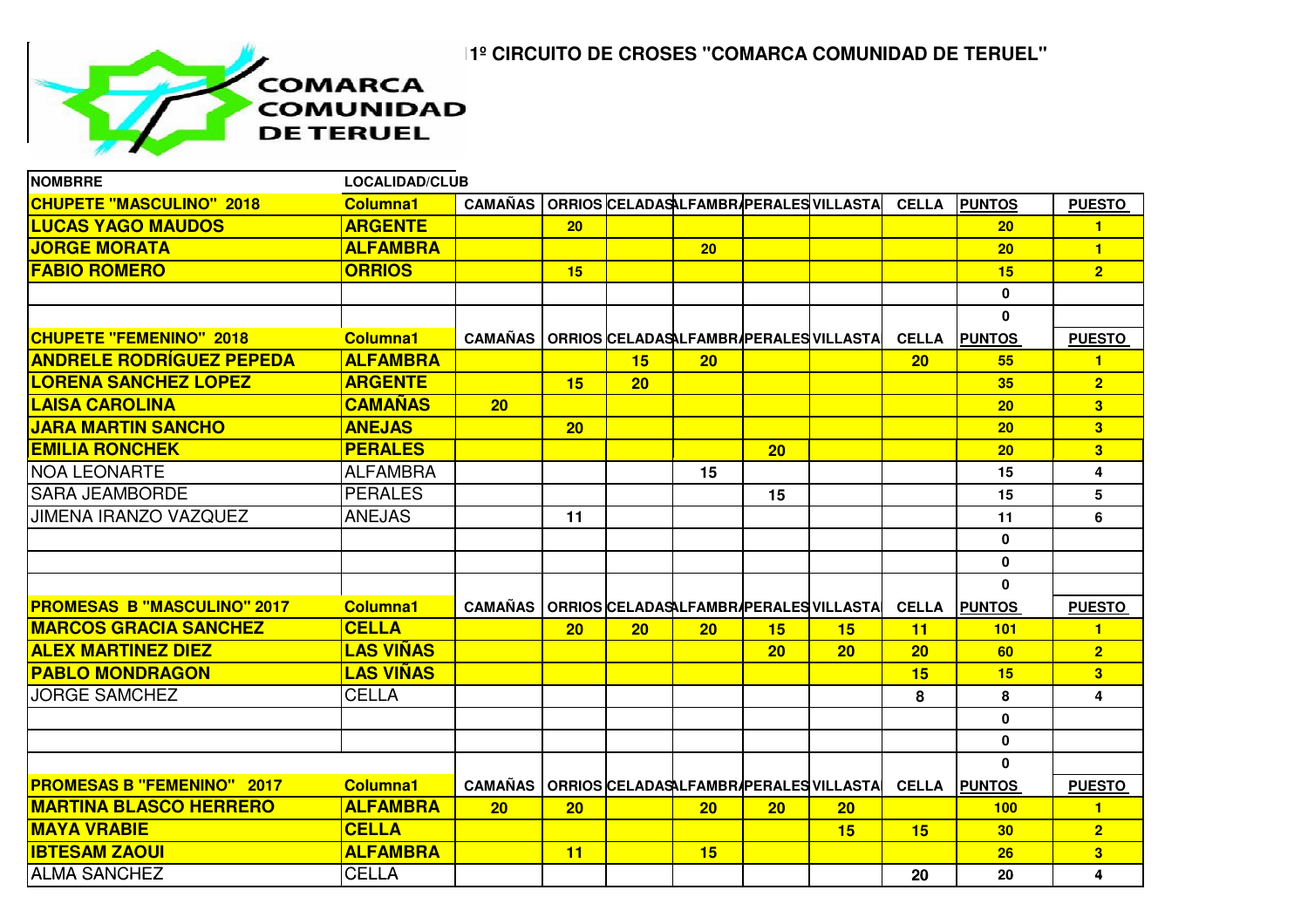# 1º CIRCUITO DE CROSES "COMARCA COMUNIDAD DE TERUEL"

COMARCA COMUNIDAD DE TERUEL

| NOMBRRE | LOCALIDAD/CLUB | | | | | | | | | |
|---|---|---|---|---|---|---|---|---|---|---|
| **CHUPETE "MASCULINO" 2018** | **Columna1** | **CAMAÑAS** | **ORRIOS** | **CELADAS** | **ALFAMBRA** | **PERALES** | **VILLASTA** | **CELLA** | **PUNTOS** | **PUESTO** |
| **LUCAS YAGO MAUDOS** | **ARGENTE** | | 20 | | | | | | 20 | 1 |
| **JORGE MORATA** | **ALFAMBRA** | | | | 20 | | | | 20 | 1 |
| **FABIO ROMERO** | **ORRIOS** | | 15 | | | | | | 15 | 2 |
| | | | | | | | | | 0 | |
| | | | | | | | | | 0 | |
| **CHUPETE "FEMENINO" 2018** | **Columna1** | **CAMAÑAS** | **ORRIOS** | **CELADAS** | **ALFAMBRA** | **PERALES** | **VILLASTA** | **CELLA** | **PUNTOS** | **PUESTO** |
| **ANDRELE RODRÍGUEZ PEPEDA** | **ALFAMBRA** | | | 15 | 20 | | | 20 | 55 | 1 |
| **LORENA SANCHEZ LOPEZ** | **ARGENTE** | | 15 | 20 | | | | | 35 | 2 |
| **LAISA CAROLINA** | **CAMAÑAS** | 20 | | | | | | | 20 | 3 |
| **JARA MARTIN SANCHO** | **ANEJAS** | | 20 | | | | | | 20 | 3 |
| **EMILIA RONCHEK** | **PERALES** | | | | | 20 | | | 20 | 3 |
| NOA LEONARTE | ALFAMBRA | | | | 15 | | | | 15 | 4 |
| SARA JEAMBORDE | PERALES | | | | | 15 | | | 15 | 5 |
| JIMENA IRANZO VAZQUEZ | ANEJAS | | 11 | | | | | | 11 | 6 |
| | | | | | | | | | 0 | |
| | | | | | | | | | 0 | |
| | | | | | | | | | 0 | |
| **PROMESAS B "MASCULINO" 2017** | **Columna1** | **CAMAÑAS** | **ORRIOS** | **CELADAS** | **ALFAMBRA** | **PERALES** | **VILLASTA** | **CELLA** | **PUNTOS** | **PUESTO** |
| **MARCOS GRACIA SANCHEZ** | **CELLA** | | 20 | 20 | 20 | 15 | 15 | 11 | 101 | 1 |
| **ALEX MARTINEZ DIEZ** | **LAS VIÑAS** | | | | | 20 | 20 | 20 | 60 | 2 |
| **PABLO MONDRAGON** | **LAS VIÑAS** | | | | | | | 15 | 15 | 3 |
| JORGE SAMCHEZ | CELLA | | | | | | | 8 | 8 | 4 |
| | | | | | | | | | 0 | |
| | | | | | | | | | 0 | |
| | | | | | | | | | 0 | |
| **PROMESAS B "FEMENINO" 2017** | **Columna1** | **CAMAÑAS** | **ORRIOS** | **CELADAS** | **ALFAMBRA** | **PERALES** | **VILLASTA** | **CELLA** | **PUNTOS** | **PUESTO** |
| **MARTINA BLASCO HERRERO** | **ALFAMBRA** | 20 | 20 | | 20 | 20 | 20 | | 100 | 1 |
| **MAYA VRABIE** | **CELLA** | | | | | | 15 | 15 | 30 | 2 |
| **IBTESAM ZAOUI** | **ALFAMBRA** | | 11 | | 15 | | | | 26 | 3 |
| ALMA SANCHEZ | CELLA | | | | | | | 20 | 20 | 4 |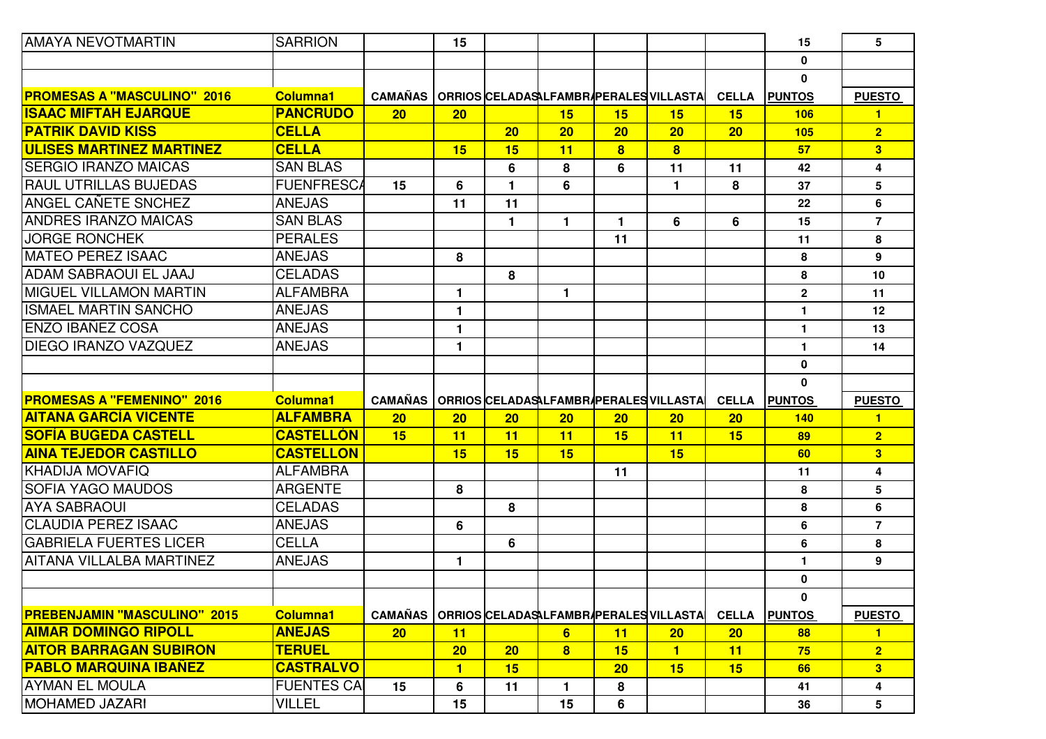| AMAYA NEVOTMARTIN | SARRION | | 15 | | | | | | 15 | 5 |
|---|---|---|---|---|---|---|---|---|---|---|
| | | | | | | | | | 0 | |
| | | | | | | | | | 0 | |
| **PROMESAS A "MASCULINO" 2016** | **Columna1** | **CAMAÑAS** | **ORRIOS** | **CELADAS** | **ALFAMBRA** | **PERALES** | **VILLASTA** | **CELLA** | **PUNTOS** | **PUESTO** |
| **ISAAC MIFTAH EJARQUE** | **PANCRUDO** | 20 | 20 | | 15 | 15 | 15 | 15 | 106 | 1 |
| **PATRIK DAVID KISS** | **CELLA** | | | 20 | 20 | 20 | 20 | 20 | 105 | 2 |
| **ULISES MARTINEZ MARTINEZ** | **CELLA** | | 15 | 15 | 11 | 8 | 8 | | 57 | 3 |
| SERGIO IRANZO MAICAS | SAN BLAS | | | 6 | 8 | 6 | 11 | 11 | 42 | 4 |
| RAUL UTRILLAS BUJEDAS | FUENFRESCA | 15 | 6 | 1 | 6 | | 1 | 8 | 37 | 5 |
| ANGEL CAÑETE SNCHEZ | ANEJAS | | 11 | 11 | | | | | 22 | 6 |
| ANDRES IRANZO MAICAS | SAN BLAS | | | 1 | 1 | 1 | 6 | 6 | 15 | 7 |
| JORGE RONCHEK | PERALES | | | | | 11 | | | 11 | 8 |
| MATEO PEREZ ISAAC | ANEJAS | | 8 | | | | | | 8 | 9 |
| ADAM SABRAOUI EL JAAJ | CELADAS | | | 8 | | | | | 8 | 10 |
| MIGUEL VILLAMON MARTIN | ALFAMBRA | | 1 | | 1 | | | | 2 | 11 |
| ISMAEL MARTIN SANCHO | ANEJAS | | 1 | | | | | | 1 | 12 |
| ENZO IBAÑEZ COSA | ANEJAS | | 1 | | | | | | 1 | 13 |
| DIEGO IRANZO VAZQUEZ | ANEJAS | | 1 | | | | | | 1 | 14 |
| | | | | | | | | | 0 | |
| | | | | | | | | | 0 | |
| **PROMESAS A "FEMENINO" 2016** | **Columna1** | **CAMAÑAS** | **ORRIOS** | **CELADAS** | **ALFAMBRA** | **PERALES** | **VILLASTA** | **CELLA** | **PUNTOS** | **PUESTO** |
| **AITANA GARCÍA VICENTE** | **ALFAMBRA** | 20 | 20 | 20 | 20 | 20 | 20 | 20 | 140 | 1 |
| **SOFÍA BUGEDA CASTELL** | **CASTELLÓN** | 15 | 11 | 11 | 11 | 15 | 11 | 15 | 89 | 2 |
| **AINA TEJEDOR CASTILLO** | **CASTELLON** | | 15 | 15 | 15 | | 15 | | 60 | 3 |
| KHADIJA MOVAFIQ | ALFAMBRA | | | | | 11 | | | 11 | 4 |
| SOFIA YAGO MAUDOS | ARGENTE | | 8 | | | | | | 8 | 5 |
| AYA SABRAOUI | CELADAS | | | 8 | | | | | 8 | 6 |
| CLAUDIA PEREZ ISAAC | ANEJAS | | 6 | | | | | | 6 | 7 |
| GABRIELA FUERTES LICER | CELLA | | | 6 | | | | | 6 | 8 |
| AITANA VILLALBA MARTINEZ | ANEJAS | | 1 | | | | | | 1 | 9 |
| | | | | | | | | | 0 | |
| | | | | | | | | | 0 | |
| **PREBENJAMIN "MASCULINO" 2015** | **Columna1** | **CAMAÑAS** | **ORRIOS** | **CELADAS** | **ALFAMBRA** | **PERALES** | **VILLASTA** | **CELLA** | **PUNTOS** | **PUESTO** |
| **AIMAR DOMINGO RIPOLL** | **ANEJAS** | 20 | 11 | | 6 | 11 | 20 | 20 | 88 | 1 |
| **AITOR BARRAGAN SUBIRON** | **TERUEL** | | 20 | 20 | 8 | 15 | 1 | 11 | 75 | 2 |
| **PABLO MARQUINA IBAÑEZ** | **CASTRALVO** | | 1 | 15 | | 20 | 15 | 15 | 66 | 3 |
| AYMAN EL MOULA | FUENTES CA | 15 | 6 | 11 | 1 | 8 | | | 41 | 4 |
| MOHAMED JAZARI | VILLEL | | 15 | | 15 | 6 | | | 36 | 5 |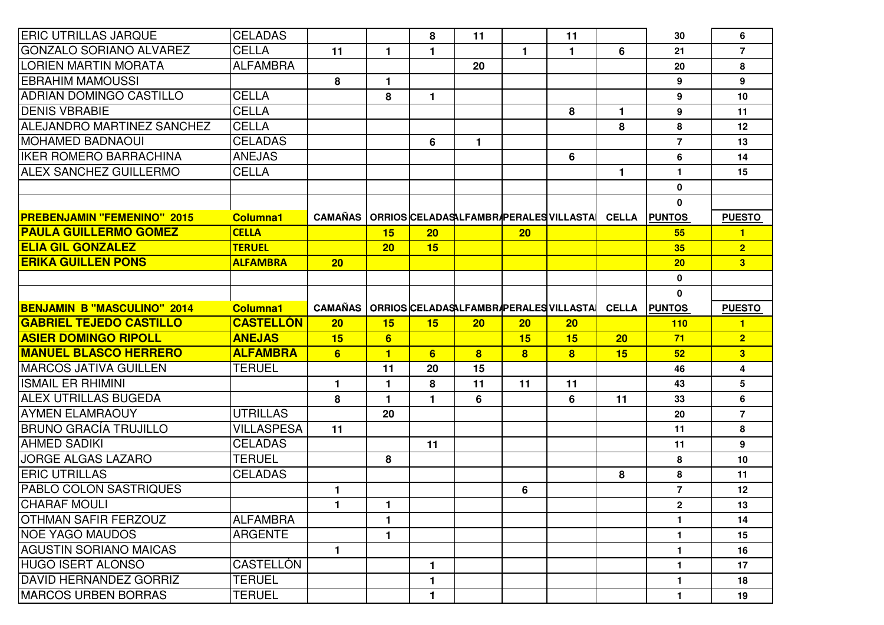| ERIC UTRILLAS JARQUE | CELADAS | | | 8 | 11 | | 11 | | 30 | 6 |
|---|---|---|---|---|---|---|---|---|---|---|
| GONZALO SORIANO ALVAREZ | CELLA | 11 | 1 | 1 | | 1 | 1 | 6 | 21 | 7 |
| LORIEN MARTIN MORATA | ALFAMBRA | | | | 20 | | | | 20 | 8 |
| EBRAHIM MAMOUSSI | | 8 | 1 | | | | | | 9 | 9 |
| ADRIAN DOMINGO CASTILLO | CELLA | | 8 | 1 | | | | | 9 | 10 |
| DENIS VBRABIE | CELLA | | | | | | 8 | 1 | 9 | 11 |
| ALEJANDRO MARTINEZ SANCHEZ | CELLA | | | | | | | 8 | 8 | 12 |
| MOHAMED BADNAOUI | CELADAS | | | 6 | 1 | | | | 7 | 13 |
| IKER ROMERO BARRACHINA | ANEJAS | | | | | | 6 | | 6 | 14 |
| ALEX SANCHEZ GUILLERMO | CELLA | | | | | | | 1 | 1 | 15 |
| | | | | | | | | | 0 | |
| | | | | | | | | | 0 | |
| **PREBENJAMIN "FEMENINO" 2015** | **Columna1** | **CAMAÑAS** | **ORRIOS** | **CELADAS** | **ALFAMBR** | **PERALES** | **VILLASTA** | **CELLA** | **PUNTOS** | **PUESTO** |
| **PAULA GUILLERMO GOMEZ** | **CELLA** | | **15** | **20** | | **20** | | | **55** | **1** |
| **ELIA GIL GONZALEZ** | **TERUEL** | | **20** | **15** | | | | | **35** | **2** |
| **ERIKA GUILLEN PONS** | **ALFAMBRA** | **20** | | | | | | | **20** | **3** |
| | | | | | | | | | 0 | |
| | | | | | | | | | 0 | |
| **BENJAMIN B "MASCULINO" 2014** | **Columna1** | **CAMAÑAS** | **ORRIOS** | **CELADAS** | **ALFAMBR** | **PERALES** | **VILLASTA** | **CELLA** | **PUNTOS** | **PUESTO** |
| **GABRIEL TEJEDO CASTILLO** | **CASTELLÓN** | **20** | **15** | **15** | **20** | **20** | **20** | | **110** | **1** |
| **ASIER DOMINGO RIPOLL** | **ANEJAS** | **15** | **6** | | | **15** | **15** | **20** | **71** | **2** |
| **MANUEL BLASCO HERRERO** | **ALFAMBRA** | **6** | **1** | **6** | **8** | **8** | **8** | **15** | **52** | **3** |
| MARCOS JATIVA GUILLEN | TERUEL | | 11 | 20 | 15 | | | | 46 | 4 |
| ISMAIL ER RHIMINI | | 1 | 1 | 8 | 11 | 11 | 11 | | 43 | 5 |
| ALEX UTRILLAS BUGEDA | | 8 | 1 | 1 | 6 | | 6 | 11 | 33 | 6 |
| AYMEN ELAMRAOUY | UTRILLAS | | 20 | | | | | | 20 | 7 |
| BRUNO GRACÍA TRUJILLO | VILLASPESA | 11 | | | | | | | 11 | 8 |
| AHMED SADIKI | CELADAS | | | 11 | | | | | 11 | 9 |
| JORGE ALGAS LAZARO | TERUEL | | 8 | | | | | | 8 | 10 |
| ERIC UTRILLAS | CELADAS | | | | | | | 8 | 8 | 11 |
| PABLO COLON SASTRIQUES | | 1 | | | | 6 | | | 7 | 12 |
| CHARAF MOULI | | 1 | 1 | | | | | | 2 | 13 |
| OTHMAN SAFIR FERZOUZ | ALFAMBRA | | 1 | | | | | | 1 | 14 |
| NOE YAGO MAUDOS | ARGENTE | | 1 | | | | | | 1 | 15 |
| AGUSTIN SORIANO MAICAS | | 1 | | | | | | | 1 | 16 |
| HUGO ISERT ALONSO | CASTELLÓN | | | 1 | | | | | 1 | 17 |
| DAVID HERNANDEZ GORRIZ | TERUEL | | | 1 | | | | | 1 | 18 |
| MARCOS URBEN BORRAS | TERUEL | | | 1 | | | | | 1 | 19 |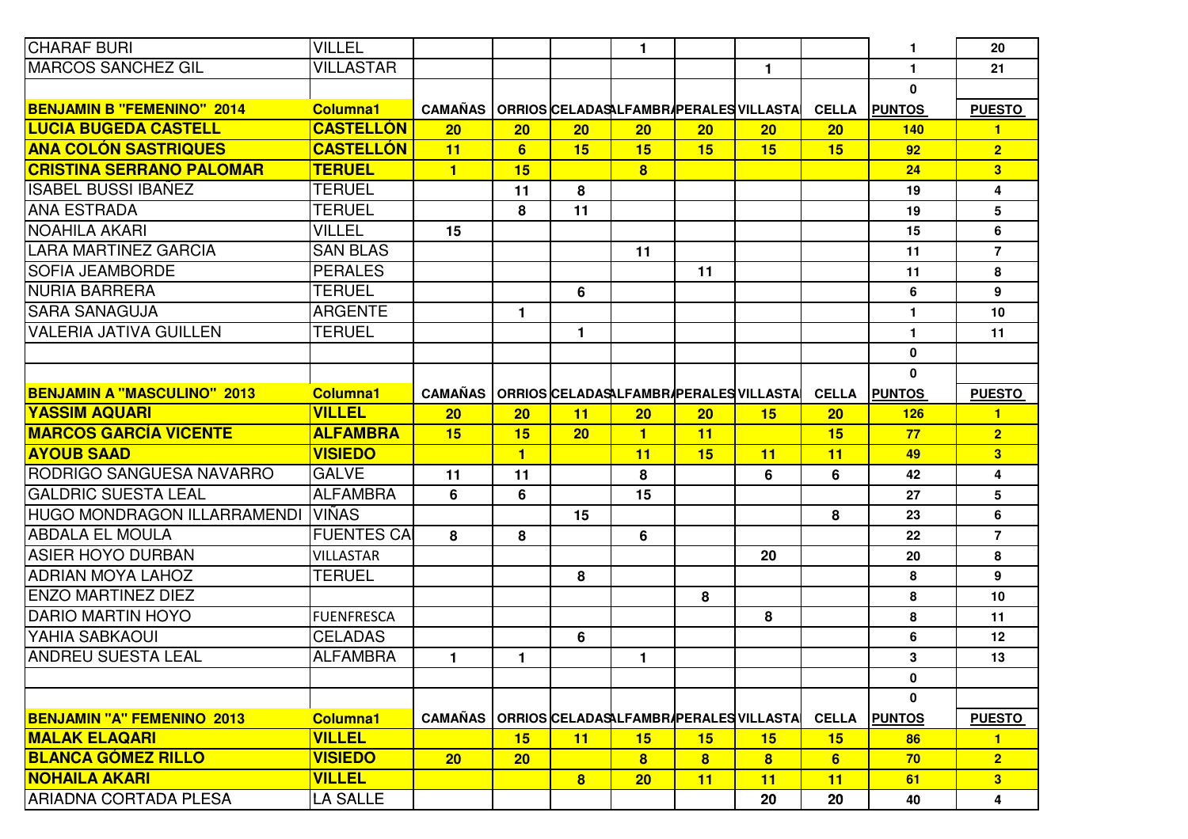| | | | | | | | | | | |
|---|---|---|---|---|---|---|---|---|---|---|
| CHARAF BURI | VILLEL | | | | 1 | | | | 1 | 20 |
| MARCOS SANCHEZ GIL | VILLASTAR | | | | | | 1 | | 1 | 21 |
| | | | | | | | | | 0 | |
| **BENJAMIN B "FEMENINO" 2014** | **Columna1** | **CAMAÑAS** | **ORRIOS** | **CELADAS** | **ALFAMBRA** | **PERALES** | **VILLASTA** | **CELLA** | **PUNTOS** | **PUESTO** |
| **LUCIA BUGEDA CASTELL** | **CASTELLÓN** | **20** | **20** | **20** | **20** | **20** | **20** | **20** | **140** | **1** |
| **ANA COLÓN SASTRIQUES** | **CASTELLÓN** | **11** | **6** | **15** | **15** | **15** | **15** | **15** | **92** | **2** |
| **CRISTINA SERRANO PALOMAR** | **TERUEL** | **1** | **15** | | **8** | | | | **24** | **3** |
| ISABEL BUSSI IBAÑEZ | TERUEL | | 11 | 8 | | | | | 19 | 4 |
| ANA ESTRADA | TERUEL | | 8 | 11 | | | | | 19 | 5 |
| NOAHILA AKARI | VILLEL | 15 | | | | | | | 15 | 6 |
| LARA MARTINEZ GARCIA | SAN BLAS | | | | 11 | | | | 11 | 7 |
| SOFIA JEAMBORDE | PERALES | | | | | 11 | | | 11 | 8 |
| NURIA BARRERA | TERUEL | | | 6 | | | | | 6 | 9 |
| SARA SANAGUJA | ARGENTE | | 1 | | | | | | 1 | 10 |
| VALERIA JATIVA GUILLEN | TERUEL | | | 1 | | | | | 1 | 11 |
| | | | | | | | | | 0 | |
| | | | | | | | | | 0 | |
| **BENJAMIN A "MASCULINO" 2013** | **Columna1** | **CAMAÑAS** | **ORRIOS** | **CELADAS** | **ALFAMBRA** | **PERALES** | **VILLASTA** | **CELLA** | **PUNTOS** | **PUESTO** |
| **YASSIM AQUARI** | **VILLEL** | **20** | **20** | **11** | **20** | **20** | **15** | **20** | **126** | **1** |
| **MARCOS GARCÍA VICENTE** | **ALFAMBRA** | **15** | **15** | **20** | **1** | **11** | | **15** | **77** | **2** |
| **AYOUB SAAD** | **VISIEDO** | | **1** | | **11** | **15** | **11** | **11** | **49** | **3** |
| RODRIGO SANGUESA NAVARRO | GALVE | 11 | 11 | | 8 | | 6 | 6 | 42 | 4 |
| GALDRIC SUESTA LEAL | ALFAMBRA | 6 | 6 | | 15 | | | | 27 | 5 |
| HUGO MONDRAGON ILLARRAMENDI | VIÑAS | | | 15 | | | | 8 | 23 | 6 |
| ABDALA EL MOULA | FUENTES CA | 8 | 8 | | 6 | | | | 22 | 7 |
| ASIER HOYO DURBAN | VILLASTAR | | | | | | 20 | | 20 | 8 |
| ADRIAN MOYA LAHOZ | TERUEL | | | 8 | | | | | 8 | 9 |
| ENZO MARTINEZ DIEZ | | | | | | 8 | | | 8 | 10 |
| DARIO MARTIN HOYO | FUENFRESCA | | | | | | 8 | | 8 | 11 |
| YAHIA SABKAOUI | CELADAS | | | 6 | | | | | 6 | 12 |
| ANDREU SUESTA LEAL | ALFAMBRA | 1 | 1 | | 1 | | | | 3 | 13 |
| | | | | | | | | | 0 | |
| | | | | | | | | | 0 | |
| **BENJAMIN "A" FEMENINO 2013** | **Columna1** | **CAMAÑAS** | **ORRIOS** | **CELADAS** | **ALFAMBRA** | **PERALES** | **VILLASTA** | **CELLA** | **PUNTOS** | **PUESTO** |
| **MALAK ELAQARI** | **VILLEL** | | **15** | **11** | **15** | **15** | **15** | **15** | **86** | **1** |
| **BLANCA GÓMEZ RILLO** | **VISIEDO** | **20** | **20** | | **8** | **8** | **8** | **6** | **70** | **2** |
| **NOHAILA AKARI** | **VILLEL** | | | **8** | **20** | **11** | **11** | **11** | **61** | **3** |
| ARIADNA CORTADA PLESA | LA SALLE | | | | | | 20 | 20 | 40 | 4 |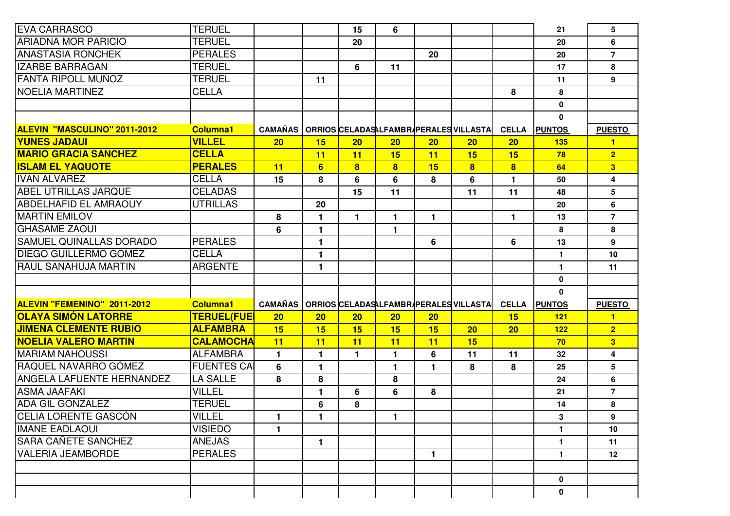| | | | | | | | | | | |
|---|---|---|---|---|---|---|---|---|---|---|
| EVA CARRASCO | TERUEL | | | 15 | 6 | | | | 21 | 5 |
| ARIADNA MOR PARICIO | TERUEL | | | 20 | | | | | 20 | 6 |
| ANASTASIA RONCHEK | PERALES | | | | | 20 | | | 20 | 7 |
| IZARBE BARRAGAN | TERUEL | | | 6 | 11 | | | | 17 | 8 |
| FANTA RIPOLL MUÑOZ | TERUEL | | 11 | | | | | | 11 | 9 |
| NOELIA MARTINEZ | CELLA | | | | | | | 8 | 8 | |
| | | | | | | | | | 0 | |
| | | | | | | | | | 0 | |
| **ALEVIN "MASCULINO" 2011-2012** | **Columna1** | **CAMAÑAS** | **ORRIOS** | **CELADAS** | **ALFAMBRA** | **PERALES** | **VILLASTA** | **CELLA** | **PUNTOS** | **PUESTO** |
| **YUNES JADAUI** | **VILLEL** | **20** | **15** | **20** | **20** | **20** | **20** | **20** | **135** | **1** |
| **MARIO GRACIA SANCHEZ** | **CELLA** | | **11** | **11** | **15** | **11** | **15** | **15** | **78** | **2** |
| **ISLAM EL YAQUOTE** | **PERALES** | **11** | **6** | **8** | **8** | **15** | **8** | **8** | **64** | **3** |
| IVAN ALVAREZ | CELLA | 15 | 8 | 6 | 6 | 8 | 6 | 1 | 50 | 4 |
| ABEL UTRILLAS JARQUE | CELADAS | | | 15 | 11 | | 11 | 11 | 48 | 5 |
| ABDELHAFID EL AMRAOUY | UTRILLAS | | 20 | | | | | | 20 | 6 |
| MARTIN EMILOV | | 8 | 1 | 1 | 1 | 1 | | 1 | 13 | 7 |
| GHASAME ZAOUI | | 6 | 1 | | 1 | | | | 8 | 8 |
| SAMUEL QUINALLAS DORADO | PERALES | | 1 | | | 6 | | 6 | 13 | 9 |
| DIEGO GUILLERMO GOMEZ | CELLA | | 1 | | | | | | 1 | 10 |
| RAUL SANAHUJA MARTIN | ARGENTE | | 1 | | | | | | 1 | 11 |
| | | | | | | | | | 0 | |
| | | | | | | | | | 0 | |
| **ALEVIN "FEMENINO" 2011-2012** | **Columna1** | **CAMAÑAS** | **ORRIOS** | **CELADAS** | **ALFAMBRA** | **PERALES** | **VILLASTA** | **CELLA** | **PUNTOS** | **PUESTO** |
| **OLAYA SIMÓN LATORRE** | **TERUEL(FUE** | **20** | **20** | **20** | **20** | **20** | | **15** | **121** | **1** |
| **JIMENA CLEMENTE RUBIO** | **ALFAMBRA** | **15** | **15** | **15** | **15** | **15** | **20** | **20** | **122** | **2** |
| **NOELIA VALERO MARTIN** | **CALAMOCHA** | **11** | **11** | **11** | **11** | **11** | **15** | | **70** | **3** |
| MARIAM NAHOUSSI | ALFAMBRA | 1 | 1 | 1 | 1 | 6 | 11 | 11 | 32 | 4 |
| RAQUEL NAVARRO GÓMEZ | FUENTES CA | 6 | 1 | | 1 | 1 | 8 | 8 | 25 | 5 |
| ANGELA LAFUENTE HERNANDEZ | LA SALLE | 8 | 8 | | 8 | | | | 24 | 6 |
| ASMA JAAFAKI | VILLEL | | 1 | 6 | 6 | 8 | | | 21 | 7 |
| ADA GIL GONZALEZ | TERUEL | | 6 | 8 | | | | | 14 | 8 |
| CELIA LORENTE GASCÓN | VILLEL | 1 | 1 | | 1 | | | | 3 | 9 |
| IMANE EADLAOUI | VISIEDO | 1 | | | | | | | 1 | 10 |
| SARA CAÑETE SANCHEZ | ANEJAS | | 1 | | | | | | 1 | 11 |
| VALERIA JEAMBORDE | PERALES | | | | | 1 | | | 1 | 12 |
| | | | | | | | | | | |
| | | | | | | | | | 0 | |
| | | | | | | | | | 0 | |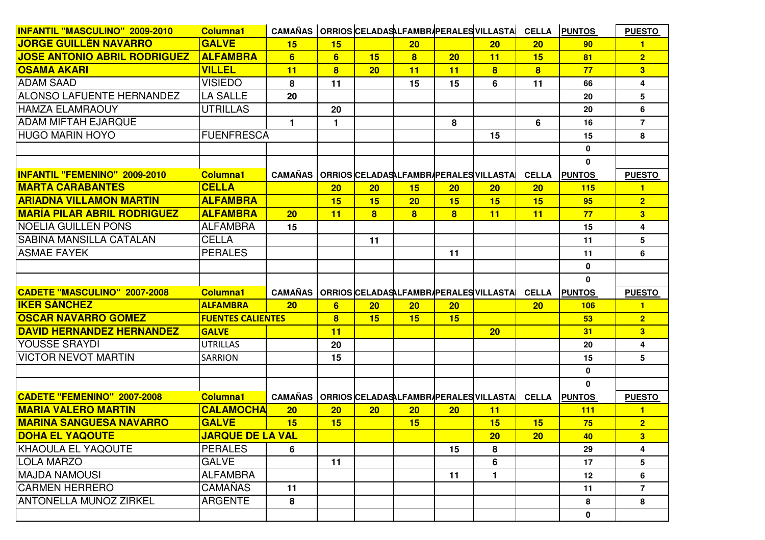| INFANTIL "MASCULINO" 2009-2010 | Columna1 | CAMAÑAS | ORRIOS | CELADAS | ALFAMBRA | PERALES | VILLASTA | CELLA | PUNTOS | PUESTO |
|---|---|---|---|---|---|---|---|---|---|---|
| **JORGE GUILLÉN NAVARRO** | **GALVE** | 15 | 15 | | 20 | | 20 | 20 | 90 | 1 |
| **JOSE ANTONIO ABRIL RODRIGUEZ** | **ALFAMBRA** | 6 | 6 | 15 | 8 | 20 | 11 | 15 | 81 | 2 |
| **OSAMA AKARI** | **VILLEL** | 11 | 8 | 20 | 11 | 11 | 8 | 8 | 77 | 3 |
| ADAM SAAD | VISIEDO | 8 | 11 | | 15 | 15 | 6 | 11 | 66 | 4 |
| ALONSO LAFUENTE HERNANDEZ | LA SALLE | 20 | | | | | | | 20 | 5 |
| HAMZA ELAMRAOUY | UTRILLAS | | 20 | | | | | | 20 | 6 |
| ADAM MIFTAH EJARQUE | | 1 | 1 | | | 8 | | 6 | 16 | 7 |
| HUGO MARIN HOYO | FUENFRESCA | | | | | | 15 | | 15 | 8 |
| | | | | | | | | | 0 | |
| | | | | | | | | | 0 | |

| INFANTIL "FEMENINO" 2009-2010 | Columna1 | CAMAÑAS | ORRIOS | CELADAS | ALFAMBRA | PERALES | VILLASTA | CELLA | PUNTOS | PUESTO |
|---|---|---|---|---|---|---|---|---|---|---|
| **MARTA CARABANTES** | **CELLA** | | 20 | 20 | 15 | 20 | 20 | 20 | 115 | 1 |
| **ARIADNA VILLAMON MARTIN** | **ALFAMBRA** | | 15 | 15 | 20 | 15 | 15 | 15 | 95 | 2 |
| **MARÍA PILAR ABRIL RODRIGUEZ** | **ALFAMBRA** | 20 | 11 | 8 | 8 | 8 | 11 | 11 | 77 | 3 |
| NOELIA GUILLEN PONS | ALFAMBRA | 15 | | | | | | | 15 | 4 |
| SABINA MANSILLA CATALAN | CELLA | | | 11 | | | | | 11 | 5 |
| ASMAE FAYEK | PERALES | | | | | 11 | | | 11 | 6 |
| | | | | | | | | | 0 | |
| | | | | | | | | | 0 | |

| CADETE "MASCULINO" 2007-2008 | Columna1 | CAMAÑAS | ORRIOS | CELADAS | ALFAMBRA | PERALES | VILLASTA | CELLA | PUNTOS | PUESTO |
|---|---|---|---|---|---|---|---|---|---|---|
| **IKER SÁNCHEZ** | **ALFAMBRA** | 20 | 6 | 20 | 20 | 20 | | 20 | 106 | 1 |
| **OSCAR NAVARRO GOMEZ** | **FUENTES CALIENTES** | | 8 | 15 | 15 | 15 | | | 53 | 2 |
| **DAVID HERNANDEZ HERNANDEZ** | **GALVE** | | 11 | | | | 20 | | 31 | 3 |
| YOUSSE SRAYDI | UTRILLAS | | 20 | | | | | | 20 | 4 |
| VICTOR NEVOT MARTIN | SARRION | | 15 | | | | | | 15 | 5 |
| | | | | | | | | | 0 | |
| | | | | | | | | | 0 | |

| CADETE "FEMENINO" 2007-2008 | Columna1 | CAMAÑAS | ORRIOS | CELADAS | ALFAMBRA | PERALES | VILLASTA | CELLA | PUNTOS | PUESTO |
|---|---|---|---|---|---|---|---|---|---|---|
| **MARIA VALERO MARTIN** | **CALAMOCHA** | 20 | 20 | 20 | 20 | 20 | 11 | | 111 | 1 |
| **MARINA SANGUESA NAVARRO** | **GALVE** | 15 | 15 | | 15 | | 15 | 15 | 75 | 2 |
| **DOHA EL YAQOUTE** | **JARQUE DE LA VAL** | | | | | | 20 | 20 | 40 | 3 |
| KHAOULA EL YAQOUTE | PERALES | 6 | | | | 15 | 8 | | 29 | 4 |
| LOLA MARZO | GALVE | | 11 | | | | 6 | | 17 | 5 |
| MAJDA NAMOUSI | ALFAMBRA | | | | | 11 | 1 | | 12 | 6 |
| CARMEN HERRERO | CAMAÑAS | 11 | | | | | | | 11 | 7 |
| ANTONELLA MUÑOZ ZIRKEL | ARGENTE | 8 | | | | | | | 8 | 8 |
| | | | | | | | | | 0 | |